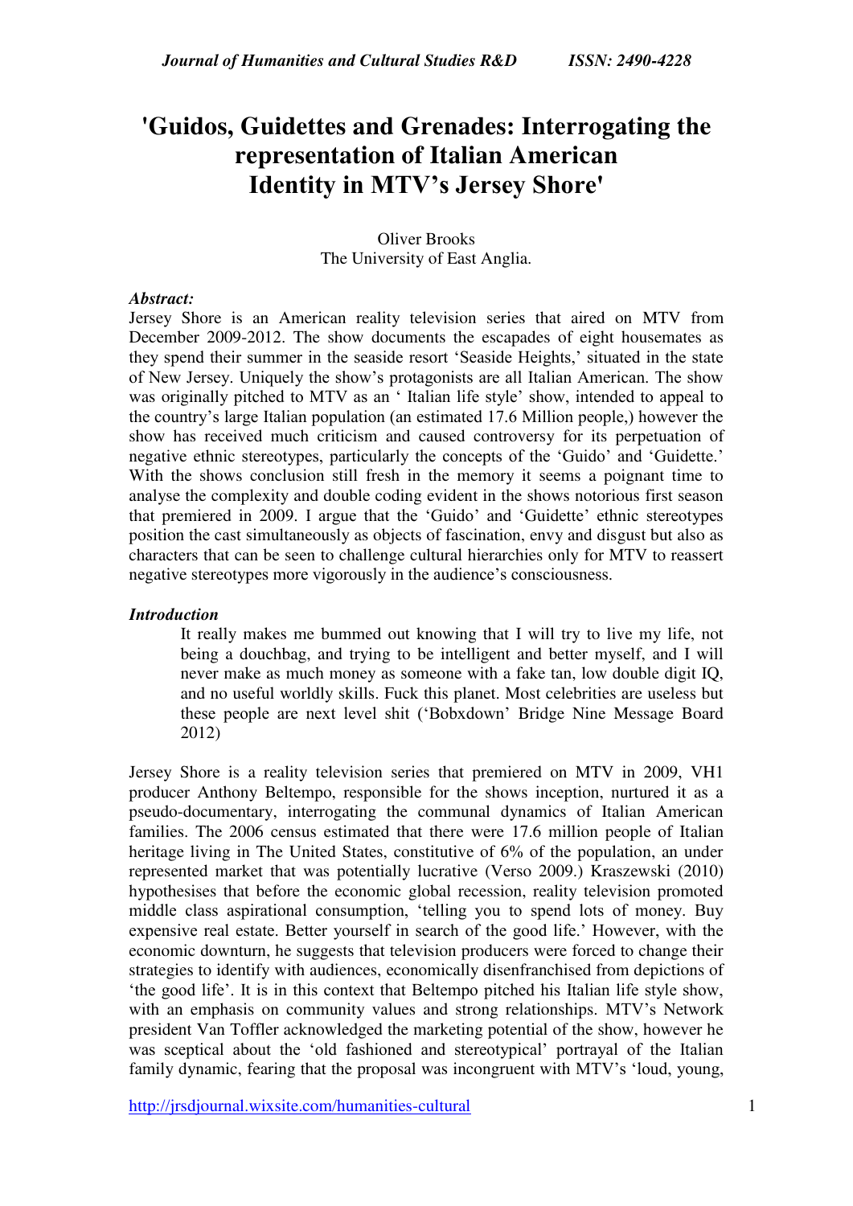# 'Guidos, Guidettes and Grenades: Interrogating the representation of Italian American Identity in MTV's Jersey Shore'

Oliver Brooks
The University of East Anglia.

***Abstract:***
Jersey Shore is an American reality television series that aired on MTV from December 2009-2012. The show documents the escapades of eight housemates as they spend their summer in the seaside resort 'Seaside Heights,' situated in the state of New Jersey. Uniquely the show's protagonists are all Italian American. The show was originally pitched to MTV as an ' Italian life style' show, intended to appeal to the country's large Italian population (an estimated 17.6 Million people,) however the show has received much criticism and caused controversy for its perpetuation of negative ethnic stereotypes, particularly the concepts of the 'Guido' and 'Guidette.' With the shows conclusion still fresh in the memory it seems a poignant time to analyse the complexity and double coding evident in the shows notorious first season that premiered in 2009. I argue that the 'Guido' and 'Guidette' ethnic stereotypes position the cast simultaneously as objects of fascination, envy and disgust but also as characters that can be seen to challenge cultural hierarchies only for MTV to reassert negative stereotypes more vigorously in the audience's consciousness.

***Introduction***

> It really makes me bummed out knowing that I will try to live my life, not being a douchbag, and trying to be intelligent and better myself, and I will never make as much money as someone with a fake tan, low double digit IQ, and no useful worldly skills. Fuck this planet. Most celebrities are useless but these people are next level shit ('Bobxdown' Bridge Nine Message Board 2012)

Jersey Shore is a reality television series that premiered on MTV in 2009, VH1 producer Anthony Beltempo, responsible for the shows inception, nurtured it as a pseudo-documentary, interrogating the communal dynamics of Italian American families. The 2006 census estimated that there were 17.6 million people of Italian heritage living in The United States, constitutive of 6% of the population, an under represented market that was potentially lucrative (Verso 2009.) Kraszewski (2010) hypothesises that before the economic global recession, reality television promoted middle class aspirational consumption, 'telling you to spend lots of money. Buy expensive real estate. Better yourself in search of the good life.' However, with the economic downturn, he suggests that television producers were forced to change their strategies to identify with audiences, economically disenfranchised from depictions of 'the good life'. It is in this context that Beltempo pitched his Italian life style show, with an emphasis on community values and strong relationships. MTV's Network president Van Toffler acknowledged the marketing potential of the show, however he was sceptical about the 'old fashioned and stereotypical' portrayal of the Italian family dynamic, fearing that the proposal was incongruent with MTV's 'loud, young,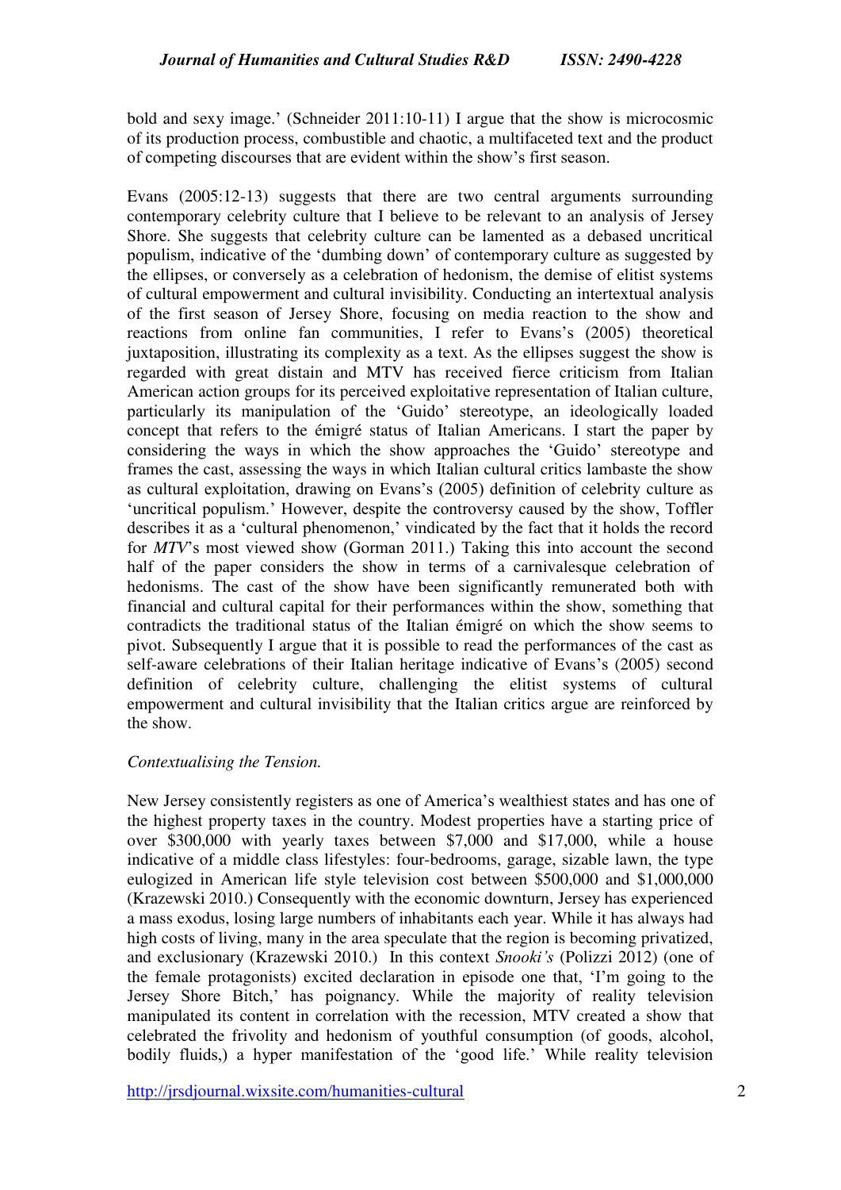bold and sexy image.' (Schneider 2011:10-11) I argue that the show is microcosmic of its production process, combustible and chaotic, a multifaceted text and the product of competing discourses that are evident within the show's first season.

Evans (2005:12-13) suggests that there are two central arguments surrounding contemporary celebrity culture that I believe to be relevant to an analysis of Jersey Shore. She suggests that celebrity culture can be lamented as a debased uncritical populism, indicative of the 'dumbing down' of contemporary culture as suggested by the ellipses, or conversely as a celebration of hedonism, the demise of elitist systems of cultural empowerment and cultural invisibility. Conducting an intertextual analysis of the first season of Jersey Shore, focusing on media reaction to the show and reactions from online fan communities, I refer to Evans's (2005) theoretical juxtaposition, illustrating its complexity as a text. As the ellipses suggest the show is regarded with great distain and MTV has received fierce criticism from Italian American action groups for its perceived exploitative representation of Italian culture, particularly its manipulation of the 'Guido' stereotype, an ideologically loaded concept that refers to the émigré status of Italian Americans. I start the paper by considering the ways in which the show approaches the 'Guido' stereotype and frames the cast, assessing the ways in which Italian cultural critics lambaste the show as cultural exploitation, drawing on Evans's (2005) definition of celebrity culture as 'uncritical populism.' However, despite the controversy caused by the show, Toffler describes it as a 'cultural phenomenon,' vindicated by the fact that it holds the record for *MTV*'s most viewed show (Gorman 2011.) Taking this into account the second half of the paper considers the show in terms of a carnivalesque celebration of hedonisms. The cast of the show have been significantly remunerated both with financial and cultural capital for their performances within the show, something that contradicts the traditional status of the Italian émigré on which the show seems to pivot. Subsequently I argue that it is possible to read the performances of the cast as self-aware celebrations of their Italian heritage indicative of Evans's (2005) second definition of celebrity culture, challenging the elitist systems of cultural empowerment and cultural invisibility that the Italian critics argue are reinforced by the show.

*Contextualising the Tension.*

New Jersey consistently registers as one of America's wealthiest states and has one of the highest property taxes in the country. Modest properties have a starting price of over $300,000 with yearly taxes between $7,000 and $17,000, while a house indicative of a middle class lifestyles: four-bedrooms, garage, sizable lawn, the type eulogized in American life style television cost between $500,000 and $1,000,000 (Krazewski 2010.) Consequently with the economic downturn, Jersey has experienced a mass exodus, losing large numbers of inhabitants each year. While it has always had high costs of living, many in the area speculate that the region is becoming privatized, and exclusionary (Krazewski 2010.) In this context *Snooki's* (Polizzi 2012) (one of the female protagonists) excited declaration in episode one that, 'I'm going to the Jersey Shore Bitch,' has poignancy. While the majority of reality television manipulated its content in correlation with the recession, MTV created a show that celebrated the frivolity and hedonism of youthful consumption (of goods, alcohol, bodily fluids,) a hyper manifestation of the 'good life.' While reality television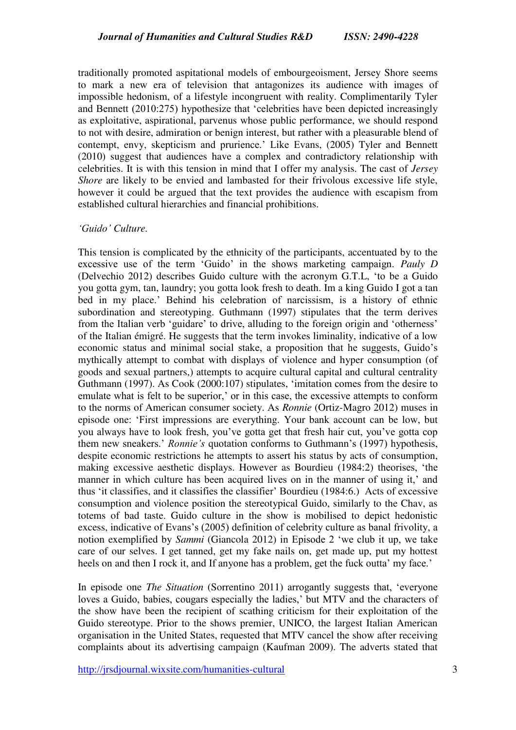traditionally promoted aspitational models of embourgeoisment, Jersey Shore seems to mark a new era of television that antagonizes its audience with images of impossible hedonism, of a lifestyle incongruent with reality. Complimentarily Tyler and Bennett (2010:275) hypothesize that 'celebrities have been depicted increasingly as exploitative, aspirational, parvenus whose public performance, we should respond to not with desire, admiration or benign interest, but rather with a pleasurable blend of contempt, envy, skepticism and prurience.' Like Evans, (2005) Tyler and Bennett (2010) suggest that audiences have a complex and contradictory relationship with celebrities. It is with this tension in mind that I offer my analysis. The cast of *Jersey Shore* are likely to be envied and lambasted for their frivolous excessive life style, however it could be argued that the text provides the audience with escapism from established cultural hierarchies and financial prohibitions.

*'Guido' Culture.*

This tension is complicated by the ethnicity of the participants, accentuated by to the excessive use of the term 'Guido' in the shows marketing campaign. *Pauly D* (Delvechio 2012) describes Guido culture with the acronym G.T.L, 'to be a Guido you gotta gym, tan, laundry; you gotta look fresh to death. Im a king Guido I got a tan bed in my place.' Behind his celebration of narcissism, is a history of ethnic subordination and stereotyping. Guthmann (1997) stipulates that the term derives from the Italian verb 'guidare' to drive, alluding to the foreign origin and 'otherness' of the Italian émigré. He suggests that the term invokes liminality, indicative of a low economic status and minimal social stake, a proposition that he suggests, Guido's mythically attempt to combat with displays of violence and hyper consumption (of goods and sexual partners,) attempts to acquire cultural capital and cultural centrality Guthmann (1997). As Cook (2000:107) stipulates, 'imitation comes from the desire to emulate what is felt to be superior,' or in this case, the excessive attempts to conform to the norms of American consumer society. As *Ronnie* (Ortiz-Magro 2012) muses in episode one: 'First impressions are everything. Your bank account can be low, but you always have to look fresh, you've gotta get that fresh hair cut, you've gotta cop them new sneakers.' *Ronnie's* quotation conforms to Guthmann's (1997) hypothesis, despite economic restrictions he attempts to assert his status by acts of consumption, making excessive aesthetic displays. However as Bourdieu (1984:2) theorises, 'the manner in which culture has been acquired lives on in the manner of using it,' and thus 'it classifies, and it classifies the classifier' Bourdieu (1984:6.) Acts of excessive consumption and violence position the stereotypical Guido, similarly to the Chav, as totems of bad taste. Guido culture in the show is mobilised to depict hedonistic excess, indicative of Evans's (2005) definition of celebrity culture as banal frivolity, a notion exemplified by *Sammi* (Giancola 2012) in Episode 2 'we club it up, we take care of our selves. I get tanned, get my fake nails on, get made up, put my hottest heels on and then I rock it, and If anyone has a problem, get the fuck outta' my face.'

In episode one *The Situation* (Sorrentino 2011) arrogantly suggests that, 'everyone loves a Guido, babies, cougars especially the ladies,' but MTV and the characters of the show have been the recipient of scathing criticism for their exploitation of the Guido stereotype. Prior to the shows premier, UNICO, the largest Italian American organisation in the United States, requested that MTV cancel the show after receiving complaints about its advertising campaign (Kaufman 2009). The adverts stated that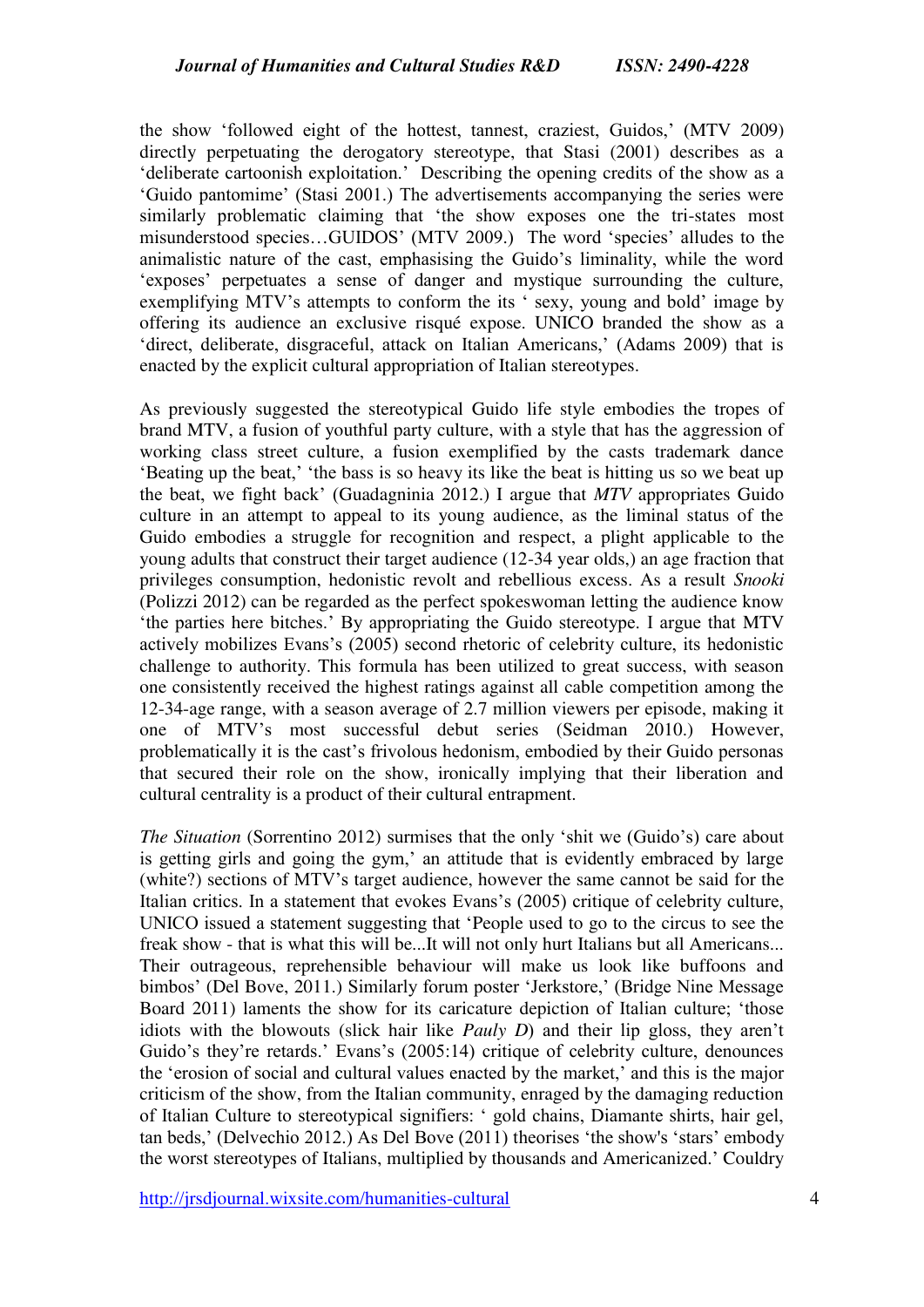the show 'followed eight of the hottest, tannest, craziest, Guidos,' (MTV 2009) directly perpetuating the derogatory stereotype, that Stasi (2001) describes as a 'deliberate cartoonish exploitation.' Describing the opening credits of the show as a 'Guido pantomime' (Stasi 2001.) The advertisements accompanying the series were similarly problematic claiming that 'the show exposes one the tri-states most misunderstood species…GUIDOS' (MTV 2009.) The word 'species' alludes to the animalistic nature of the cast, emphasising the Guido's liminality, while the word 'exposes' perpetuates a sense of danger and mystique surrounding the culture, exemplifying MTV's attempts to conform the its ' sexy, young and bold' image by offering its audience an exclusive risqué expose. UNICO branded the show as a 'direct, deliberate, disgraceful, attack on Italian Americans,' (Adams 2009) that is enacted by the explicit cultural appropriation of Italian stereotypes.

As previously suggested the stereotypical Guido life style embodies the tropes of brand MTV, a fusion of youthful party culture, with a style that has the aggression of working class street culture, a fusion exemplified by the casts trademark dance 'Beating up the beat,' 'the bass is so heavy its like the beat is hitting us so we beat up the beat, we fight back' (Guadagninia 2012.) I argue that *MTV* appropriates Guido culture in an attempt to appeal to its young audience, as the liminal status of the Guido embodies a struggle for recognition and respect, a plight applicable to the young adults that construct their target audience (12-34 year olds,) an age fraction that privileges consumption, hedonistic revolt and rebellious excess. As a result *Snooki* (Polizzi 2012) can be regarded as the perfect spokeswoman letting the audience know 'the parties here bitches.' By appropriating the Guido stereotype. I argue that MTV actively mobilizes Evans's (2005) second rhetoric of celebrity culture, its hedonistic challenge to authority. This formula has been utilized to great success, with season one consistently received the highest ratings against all cable competition among the 12-34-age range, with a season average of 2.7 million viewers per episode, making it one of MTV's most successful debut series (Seidman 2010.) However, problematically it is the cast's frivolous hedonism, embodied by their Guido personas that secured their role on the show, ironically implying that their liberation and cultural centrality is a product of their cultural entrapment.

*The Situation* (Sorrentino 2012) surmises that the only 'shit we (Guido's) care about is getting girls and going the gym,' an attitude that is evidently embraced by large (white?) sections of MTV's target audience, however the same cannot be said for the Italian critics. In a statement that evokes Evans's (2005) critique of celebrity culture, UNICO issued a statement suggesting that 'People used to go to the circus to see the freak show - that is what this will be...It will not only hurt Italians but all Americans... Their outrageous, reprehensible behaviour will make us look like buffoons and bimbos' (Del Bove, 2011.) Similarly forum poster 'Jerkstore,' (Bridge Nine Message Board 2011) laments the show for its caricature depiction of Italian culture; 'those idiots with the blowouts (slick hair like *Pauly D*) and their lip gloss, they aren't Guido's they're retards.' Evans's (2005:14) critique of celebrity culture, denounces the 'erosion of social and cultural values enacted by the market,' and this is the major criticism of the show, from the Italian community, enraged by the damaging reduction of Italian Culture to stereotypical signifiers: ' gold chains, Diamante shirts, hair gel, tan beds,' (Delvechio 2012.) As Del Bove (2011) theorises 'the show's 'stars' embody the worst stereotypes of Italians, multiplied by thousands and Americanized.' Couldry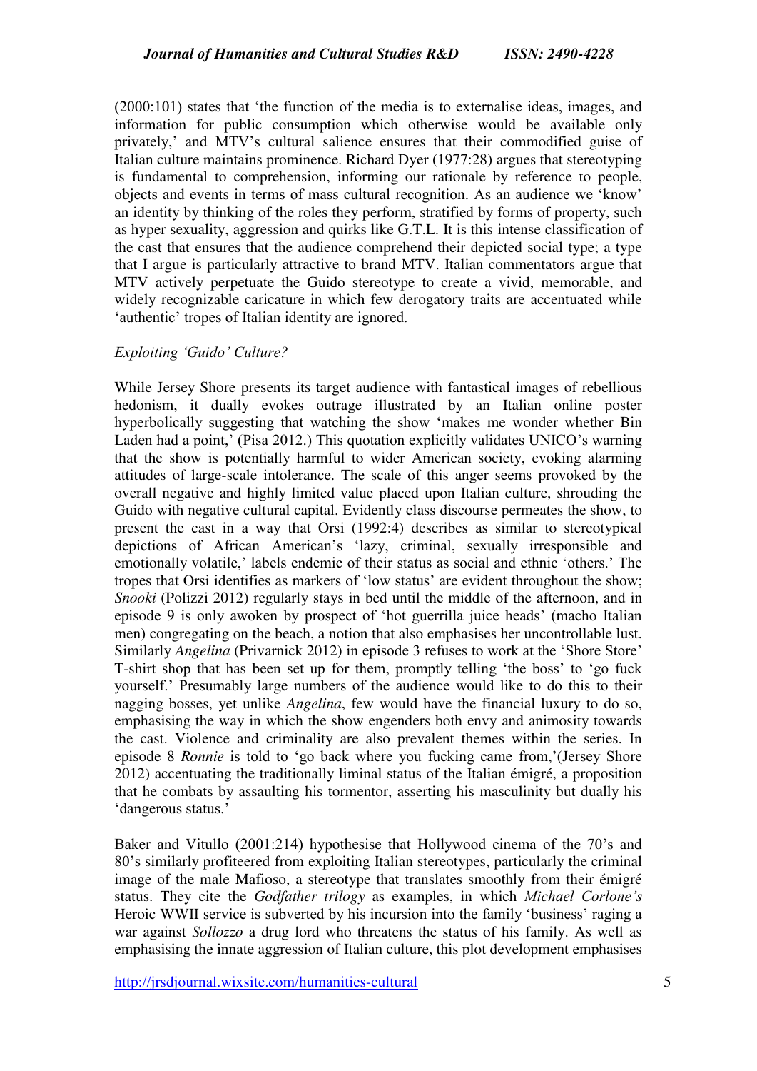(2000:101) states that 'the function of the media is to externalise ideas, images, and information for public consumption which otherwise would be available only privately,' and MTV's cultural salience ensures that their commodified guise of Italian culture maintains prominence. Richard Dyer (1977:28) argues that stereotyping is fundamental to comprehension, informing our rationale by reference to people, objects and events in terms of mass cultural recognition. As an audience we 'know' an identity by thinking of the roles they perform, stratified by forms of property, such as hyper sexuality, aggression and quirks like G.T.L. It is this intense classification of the cast that ensures that the audience comprehend their depicted social type; a type that I argue is particularly attractive to brand MTV. Italian commentators argue that MTV actively perpetuate the Guido stereotype to create a vivid, memorable, and widely recognizable caricature in which few derogatory traits are accentuated while 'authentic' tropes of Italian identity are ignored.

*Exploiting 'Guido' Culture?*

While Jersey Shore presents its target audience with fantastical images of rebellious hedonism, it dually evokes outrage illustrated by an Italian online poster hyperbolically suggesting that watching the show 'makes me wonder whether Bin Laden had a point,' (Pisa 2012.) This quotation explicitly validates UNICO's warning that the show is potentially harmful to wider American society, evoking alarming attitudes of large-scale intolerance. The scale of this anger seems provoked by the overall negative and highly limited value placed upon Italian culture, shrouding the Guido with negative cultural capital. Evidently class discourse permeates the show, to present the cast in a way that Orsi (1992:4) describes as similar to stereotypical depictions of African American's 'lazy, criminal, sexually irresponsible and emotionally volatile,' labels endemic of their status as social and ethnic 'others.' The tropes that Orsi identifies as markers of 'low status' are evident throughout the show; *Snooki* (Polizzi 2012) regularly stays in bed until the middle of the afternoon, and in episode 9 is only awoken by prospect of 'hot guerrilla juice heads' (macho Italian men) congregating on the beach, a notion that also emphasises her uncontrollable lust. Similarly *Angelina* (Privarnick 2012) in episode 3 refuses to work at the 'Shore Store' T-shirt shop that has been set up for them, promptly telling 'the boss' to 'go fuck yourself.' Presumably large numbers of the audience would like to do this to their nagging bosses, yet unlike *Angelina*, few would have the financial luxury to do so, emphasising the way in which the show engenders both envy and animosity towards the cast. Violence and criminality are also prevalent themes within the series. In episode 8 *Ronnie* is told to 'go back where you fucking came from,'(Jersey Shore 2012) accentuating the traditionally liminal status of the Italian émigré, a proposition that he combats by assaulting his tormentor, asserting his masculinity but dually his 'dangerous status.'

Baker and Vitullo (2001:214) hypothesise that Hollywood cinema of the 70's and 80's similarly profiteered from exploiting Italian stereotypes, particularly the criminal image of the male Mafioso, a stereotype that translates smoothly from their émigré status. They cite the *Godfather trilogy* as examples, in which *Michael Corlone's* Heroic WWII service is subverted by his incursion into the family 'business' raging a war against *Sollozzo* a drug lord who threatens the status of his family. As well as emphasising the innate aggression of Italian culture, this plot development emphasises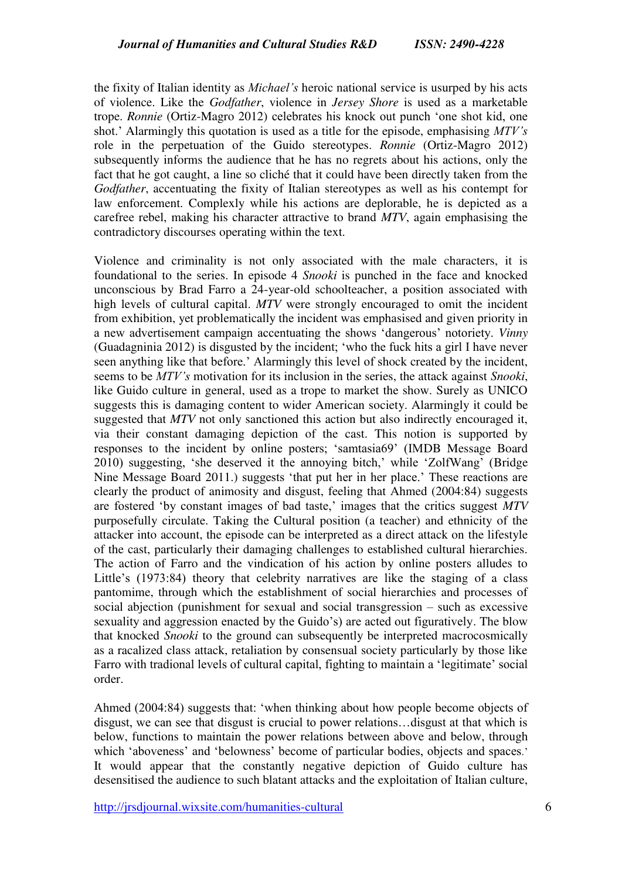the fixity of Italian identity as *Michael's* heroic national service is usurped by his acts of violence. Like the *Godfather*, violence in *Jersey Shore* is used as a marketable trope. *Ronnie* (Ortiz-Magro 2012) celebrates his knock out punch 'one shot kid, one shot.' Alarmingly this quotation is used as a title for the episode, emphasising *MTV's* role in the perpetuation of the Guido stereotypes. *Ronnie* (Ortiz-Magro 2012) subsequently informs the audience that he has no regrets about his actions, only the fact that he got caught, a line so cliché that it could have been directly taken from the *Godfather*, accentuating the fixity of Italian stereotypes as well as his contempt for law enforcement. Complexly while his actions are deplorable, he is depicted as a carefree rebel, making his character attractive to brand *MTV*, again emphasising the contradictory discourses operating within the text.

Violence and criminality is not only associated with the male characters, it is foundational to the series. In episode 4 *Snooki* is punched in the face and knocked unconscious by Brad Farro a 24-year-old schoolteacher, a position associated with high levels of cultural capital. *MTV* were strongly encouraged to omit the incident from exhibition, yet problematically the incident was emphasised and given priority in a new advertisement campaign accentuating the shows 'dangerous' notoriety. *Vinny* (Guadagninia 2012) is disgusted by the incident; 'who the fuck hits a girl I have never seen anything like that before.' Alarmingly this level of shock created by the incident, seems to be *MTV's* motivation for its inclusion in the series, the attack against *Snooki*, like Guido culture in general, used as a trope to market the show. Surely as UNICO suggests this is damaging content to wider American society. Alarmingly it could be suggested that *MTV* not only sanctioned this action but also indirectly encouraged it, via their constant damaging depiction of the cast. This notion is supported by responses to the incident by online posters; 'samtasia69' (IMDB Message Board 2010) suggesting, 'she deserved it the annoying bitch,' while 'ZolfWang' (Bridge Nine Message Board 2011.) suggests 'that put her in her place.' These reactions are clearly the product of animosity and disgust, feeling that Ahmed (2004:84) suggests are fostered 'by constant images of bad taste,' images that the critics suggest *MTV* purposefully circulate. Taking the Cultural position (a teacher) and ethnicity of the attacker into account, the episode can be interpreted as a direct attack on the lifestyle of the cast, particularly their damaging challenges to established cultural hierarchies. The action of Farro and the vindication of his action by online posters alludes to Little's (1973:84) theory that celebrity narratives are like the staging of a class pantomime, through which the establishment of social hierarchies and processes of social abjection (punishment for sexual and social transgression – such as excessive sexuality and aggression enacted by the Guido's) are acted out figuratively. The blow that knocked *Snooki* to the ground can subsequently be interpreted macrocosmically as a racalized class attack, retaliation by consensual society particularly by those like Farro with tradional levels of cultural capital, fighting to maintain a 'legitimate' social order.

Ahmed (2004:84) suggests that: 'when thinking about how people become objects of disgust, we can see that disgust is crucial to power relations…disgust at that which is below, functions to maintain the power relations between above and below, through which 'aboveness' and 'belowness' become of particular bodies, objects and spaces.' It would appear that the constantly negative depiction of Guido culture has desensitised the audience to such blatant attacks and the exploitation of Italian culture,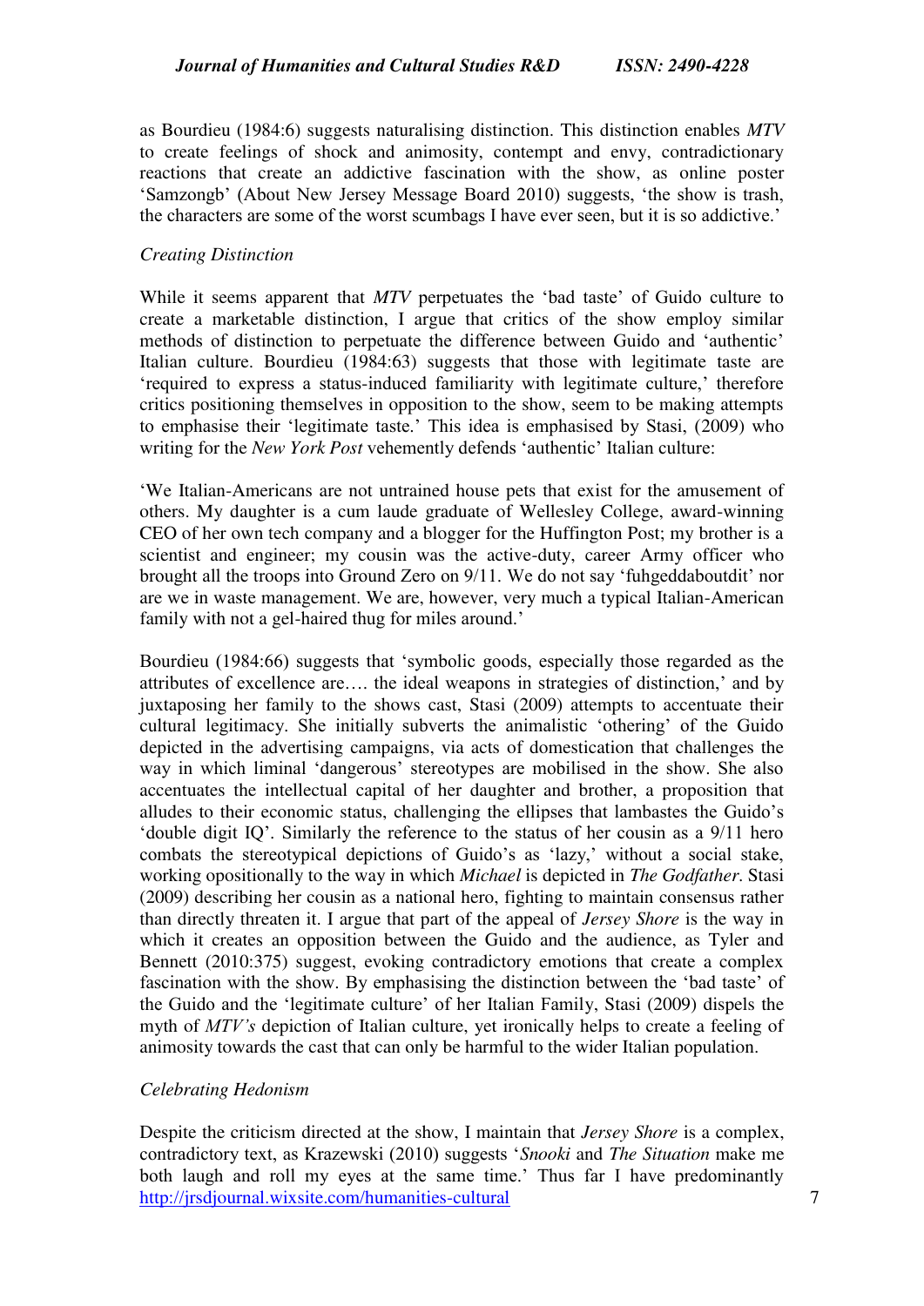as Bourdieu (1984:6) suggests naturalising distinction. This distinction enables *MTV* to create feelings of shock and animosity, contempt and envy, contradictionary reactions that create an addictive fascination with the show, as online poster 'Samzongb' (About New Jersey Message Board 2010) suggests, 'the show is trash, the characters are some of the worst scumbags I have ever seen, but it is so addictive.'

*Creating Distinction*

While it seems apparent that *MTV* perpetuates the 'bad taste' of Guido culture to create a marketable distinction, I argue that critics of the show employ similar methods of distinction to perpetuate the difference between Guido and 'authentic' Italian culture. Bourdieu (1984:63) suggests that those with legitimate taste are 'required to express a status-induced familiarity with legitimate culture,' therefore critics positioning themselves in opposition to the show, seem to be making attempts to emphasise their 'legitimate taste.' This idea is emphasised by Stasi, (2009) who writing for the *New York Post* vehemently defends 'authentic' Italian culture:

'We Italian-Americans are not untrained house pets that exist for the amusement of others. My daughter is a cum laude graduate of Wellesley College, award-winning CEO of her own tech company and a blogger for the Huffington Post; my brother is a scientist and engineer; my cousin was the active-duty, career Army officer who brought all the troops into Ground Zero on 9/11. We do not say 'fuhgeddaboutdit' nor are we in waste management. We are, however, very much a typical Italian-American family with not a gel-haired thug for miles around.'

Bourdieu (1984:66) suggests that 'symbolic goods, especially those regarded as the attributes of excellence are…. the ideal weapons in strategies of distinction,' and by juxtaposing her family to the shows cast, Stasi (2009) attempts to accentuate their cultural legitimacy. She initially subverts the animalistic 'othering' of the Guido depicted in the advertising campaigns, via acts of domestication that challenges the way in which liminal 'dangerous' stereotypes are mobilised in the show. She also accentuates the intellectual capital of her daughter and brother, a proposition that alludes to their economic status, challenging the ellipses that lambastes the Guido's 'double digit IQ'. Similarly the reference to the status of her cousin as a 9/11 hero combats the stereotypical depictions of Guido's as 'lazy,' without a social stake, working opositionally to the way in which *Michael* is depicted in *The Godfather*. Stasi (2009) describing her cousin as a national hero, fighting to maintain consensus rather than directly threaten it. I argue that part of the appeal of *Jersey Shore* is the way in which it creates an opposition between the Guido and the audience, as Tyler and Bennett (2010:375) suggest, evoking contradictory emotions that create a complex fascination with the show. By emphasising the distinction between the 'bad taste' of the Guido and the 'legitimate culture' of her Italian Family, Stasi (2009) dispels the myth of *MTV's* depiction of Italian culture, yet ironically helps to create a feeling of animosity towards the cast that can only be harmful to the wider Italian population.

*Celebrating Hedonism*

Despite the criticism directed at the show, I maintain that *Jersey Shore* is a complex, contradictory text, as Krazewski (2010) suggests '*Snooki* and *The Situation* make me both laugh and roll my eyes at the same time.' Thus far I have predominantly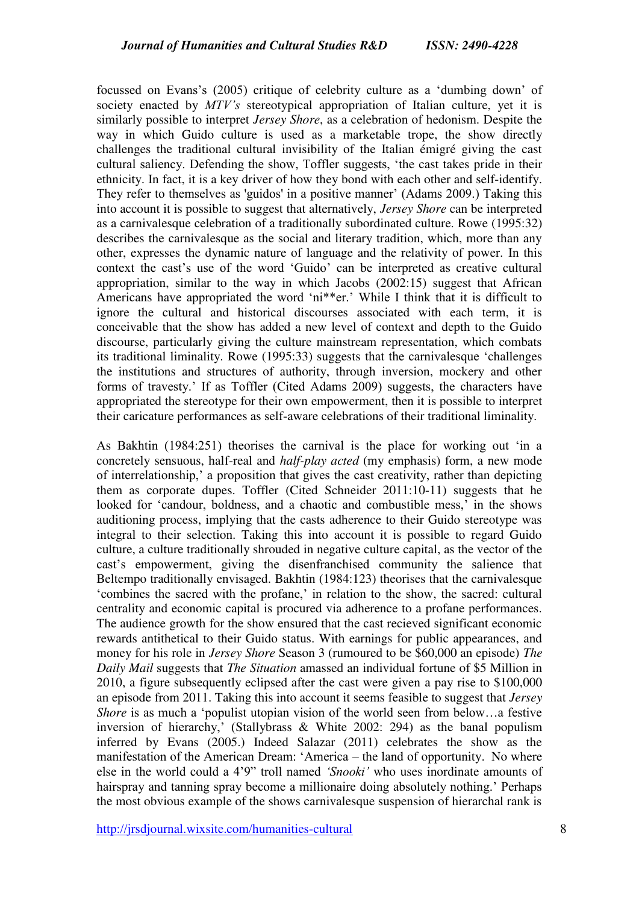focussed on Evans's (2005) critique of celebrity culture as a 'dumbing down' of society enacted by *MTV's* stereotypical appropriation of Italian culture, yet it is similarly possible to interpret *Jersey Shore*, as a celebration of hedonism. Despite the way in which Guido culture is used as a marketable trope, the show directly challenges the traditional cultural invisibility of the Italian émigré giving the cast cultural saliency. Defending the show, Toffler suggests, 'the cast takes pride in their ethnicity. In fact, it is a key driver of how they bond with each other and self-identify. They refer to themselves as 'guidos' in a positive manner' (Adams 2009.) Taking this into account it is possible to suggest that alternatively, *Jersey Shore* can be interpreted as a carnivalesque celebration of a traditionally subordinated culture. Rowe (1995:32) describes the carnivalesque as the social and literary tradition, which, more than any other, expresses the dynamic nature of language and the relativity of power. In this context the cast's use of the word 'Guido' can be interpreted as creative cultural appropriation, similar to the way in which Jacobs (2002:15) suggest that African Americans have appropriated the word 'ni**er.' While I think that it is difficult to ignore the cultural and historical discourses associated with each term, it is conceivable that the show has added a new level of context and depth to the Guido discourse, particularly giving the culture mainstream representation, which combats its traditional liminality. Rowe (1995:33) suggests that the carnivalesque 'challenges the institutions and structures of authority, through inversion, mockery and other forms of travesty.' If as Toffler (Cited Adams 2009) suggests, the characters have appropriated the stereotype for their own empowerment, then it is possible to interpret their caricature performances as self-aware celebrations of their traditional liminality.

As Bakhtin (1984:251) theorises the carnival is the place for working out 'in a concretely sensuous, half-real and *half-play acted* (my emphasis) form, a new mode of interrelationship,' a proposition that gives the cast creativity, rather than depicting them as corporate dupes. Toffler (Cited Schneider 2011:10-11) suggests that he looked for 'candour, boldness, and a chaotic and combustible mess,' in the shows auditioning process, implying that the casts adherence to their Guido stereotype was integral to their selection. Taking this into account it is possible to regard Guido culture, a culture traditionally shrouded in negative culture capital, as the vector of the cast's empowerment, giving the disenfranchised community the salience that Beltempo traditionally envisaged. Bakhtin (1984:123) theorises that the carnivalesque 'combines the sacred with the profane,' in relation to the show, the sacred: cultural centrality and economic capital is procured via adherence to a profane performances. The audience growth for the show ensured that the cast recieved significant economic rewards antithetical to their Guido status. With earnings for public appearances, and money for his role in *Jersey Shore* Season 3 (rumoured to be $60,000 an episode) *The Daily Mail* suggests that *The Situation* amassed an individual fortune of $5 Million in 2010, a figure subsequently eclipsed after the cast were given a pay rise to $100,000 an episode from 2011. Taking this into account it seems feasible to suggest that *Jersey Shore* is as much a 'populist utopian vision of the world seen from below…a festive inversion of hierarchy,' (Stallybrass & White 2002: 294) as the banal populism inferred by Evans (2005.) Indeed Salazar (2011) celebrates the show as the manifestation of the American Dream: 'America – the land of opportunity. No where else in the world could a 4'9" troll named *'Snooki'* who uses inordinate amounts of hairspray and tanning spray become a millionaire doing absolutely nothing.' Perhaps the most obvious example of the shows carnivalesque suspension of hierarchal rank is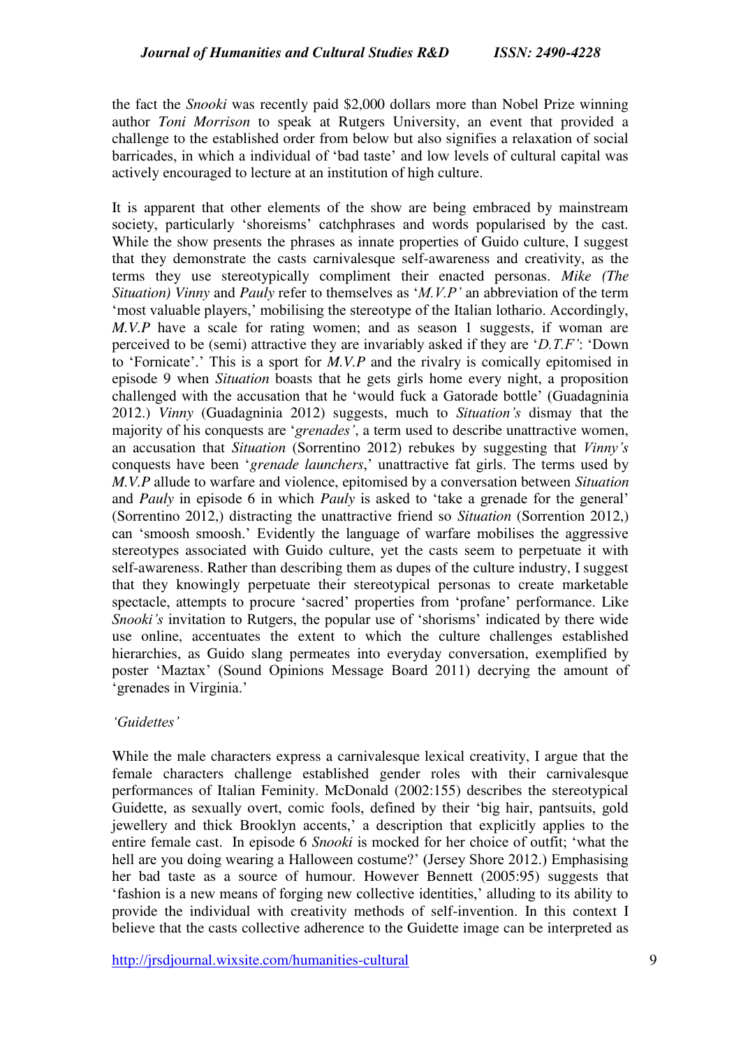the fact the *Snooki* was recently paid $2,000 dollars more than Nobel Prize winning author *Toni Morrison* to speak at Rutgers University, an event that provided a challenge to the established order from below but also signifies a relaxation of social barricades, in which a individual of 'bad taste' and low levels of cultural capital was actively encouraged to lecture at an institution of high culture.

It is apparent that other elements of the show are being embraced by mainstream society, particularly 'shoreisms' catchphrases and words popularised by the cast. While the show presents the phrases as innate properties of Guido culture, I suggest that they demonstrate the casts carnivalesque self-awareness and creativity, as the terms they use stereotypically compliment their enacted personas. *Mike (The Situation) Vinny* and *Pauly* refer to themselves as '*M.V.P'* an abbreviation of the term 'most valuable players,' mobilising the stereotype of the Italian lothario. Accordingly, *M.V.P* have a scale for rating women; and as season 1 suggests, if woman are perceived to be (semi) attractive they are invariably asked if they are '*D.T.F'*: 'Down to 'Fornicate'.' This is a sport for *M.V.P* and the rivalry is comically epitomised in episode 9 when *Situation* boasts that he gets girls home every night, a proposition challenged with the accusation that he 'would fuck a Gatorade bottle' (Guadagninia 2012.) *Vinny* (Guadagninia 2012) suggests, much to *Situation's* dismay that the majority of his conquests are '*grenades'*, a term used to describe unattractive women, an accusation that *Situation* (Sorrentino 2012) rebukes by suggesting that *Vinny's* conquests have been '*grenade launchers*,' unattractive fat girls. The terms used by *M.V.P* allude to warfare and violence, epitomised by a conversation between *Situation* and *Pauly* in episode 6 in which *Pauly* is asked to 'take a grenade for the general' (Sorrentino 2012,) distracting the unattractive friend so *Situation* (Sorrention 2012,) can 'smoosh smoosh.' Evidently the language of warfare mobilises the aggressive stereotypes associated with Guido culture, yet the casts seem to perpetuate it with self-awareness. Rather than describing them as dupes of the culture industry, I suggest that they knowingly perpetuate their stereotypical personas to create marketable spectacle, attempts to procure 'sacred' properties from 'profane' performance. Like *Snooki's* invitation to Rutgers, the popular use of 'shorisms' indicated by there wide use online, accentuates the extent to which the culture challenges established hierarchies, as Guido slang permeates into everyday conversation, exemplified by poster 'Maztax' (Sound Opinions Message Board 2011) decrying the amount of 'grenades in Virginia.'

*'Guidettes'*

While the male characters express a carnivalesque lexical creativity, I argue that the female characters challenge established gender roles with their carnivalesque performances of Italian Feminity. McDonald (2002:155) describes the stereotypical Guidette, as sexually overt, comic fools, defined by their 'big hair, pantsuits, gold jewellery and thick Brooklyn accents,' a description that explicitly applies to the entire female cast. In episode 6 *Snooki* is mocked for her choice of outfit; 'what the hell are you doing wearing a Halloween costume?' (Jersey Shore 2012.) Emphasising her bad taste as a source of humour. However Bennett (2005:95) suggests that 'fashion is a new means of forging new collective identities,' alluding to its ability to provide the individual with creativity methods of self-invention. In this context I believe that the casts collective adherence to the Guidette image can be interpreted as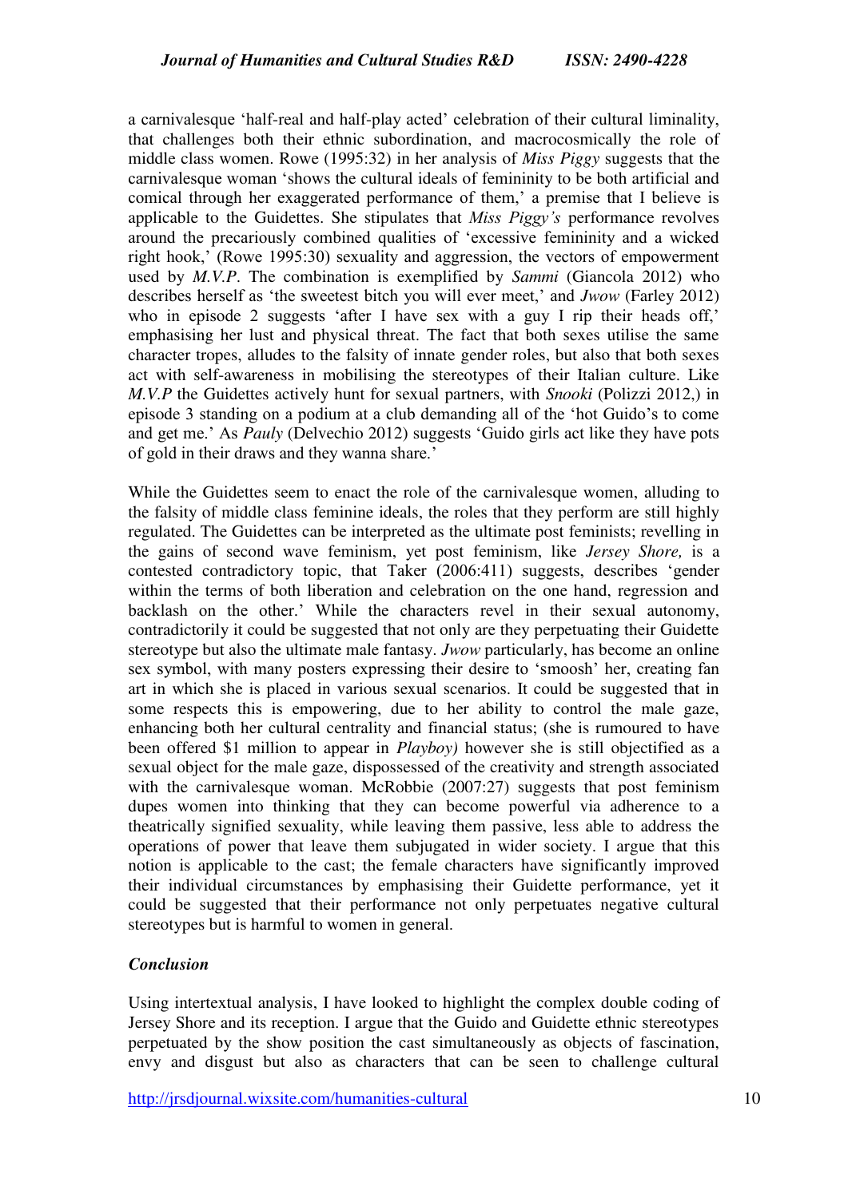a carnivalesque 'half-real and half-play acted' celebration of their cultural liminality, that challenges both their ethnic subordination, and macrocosmically the role of middle class women. Rowe (1995:32) in her analysis of *Miss Piggy* suggests that the carnivalesque woman 'shows the cultural ideals of femininity to be both artificial and comical through her exaggerated performance of them,' a premise that I believe is applicable to the Guidettes. She stipulates that *Miss Piggy's* performance revolves around the precariously combined qualities of 'excessive femininity and a wicked right hook,' (Rowe 1995:30) sexuality and aggression, the vectors of empowerment used by *M.V.P*. The combination is exemplified by *Sammi* (Giancola 2012) who describes herself as 'the sweetest bitch you will ever meet,' and *Jwow* (Farley 2012) who in episode 2 suggests 'after I have sex with a guy I rip their heads off,' emphasising her lust and physical threat. The fact that both sexes utilise the same character tropes, alludes to the falsity of innate gender roles, but also that both sexes act with self-awareness in mobilising the stereotypes of their Italian culture. Like *M.V.P* the Guidettes actively hunt for sexual partners, with *Snooki* (Polizzi 2012,) in episode 3 standing on a podium at a club demanding all of the 'hot Guido's to come and get me.' As *Pauly* (Delvechio 2012) suggests 'Guido girls act like they have pots of gold in their draws and they wanna share.'

While the Guidettes seem to enact the role of the carnivalesque women, alluding to the falsity of middle class feminine ideals, the roles that they perform are still highly regulated. The Guidettes can be interpreted as the ultimate post feminists; revelling in the gains of second wave feminism, yet post feminism, like *Jersey Shore,* is a contested contradictory topic, that Taker (2006:411) suggests, describes 'gender within the terms of both liberation and celebration on the one hand, regression and backlash on the other.' While the characters revel in their sexual autonomy, contradictorily it could be suggested that not only are they perpetuating their Guidette stereotype but also the ultimate male fantasy. *Jwow* particularly, has become an online sex symbol, with many posters expressing their desire to 'smoosh' her, creating fan art in which she is placed in various sexual scenarios. It could be suggested that in some respects this is empowering, due to her ability to control the male gaze, enhancing both her cultural centrality and financial status; (she is rumoured to have been offered $1 million to appear in *Playboy)* however she is still objectified as a sexual object for the male gaze, dispossessed of the creativity and strength associated with the carnivalesque woman. McRobbie (2007:27) suggests that post feminism dupes women into thinking that they can become powerful via adherence to a theatrically signified sexuality, while leaving them passive, less able to address the operations of power that leave them subjugated in wider society. I argue that this notion is applicable to the cast; the female characters have significantly improved their individual circumstances by emphasising their Guidette performance, yet it could be suggested that their performance not only perpetuates negative cultural stereotypes but is harmful to women in general.

### *Conclusion*

Using intertextual analysis, I have looked to highlight the complex double coding of Jersey Shore and its reception. I argue that the Guido and Guidette ethnic stereotypes perpetuated by the show position the cast simultaneously as objects of fascination, envy and disgust but also as characters that can be seen to challenge cultural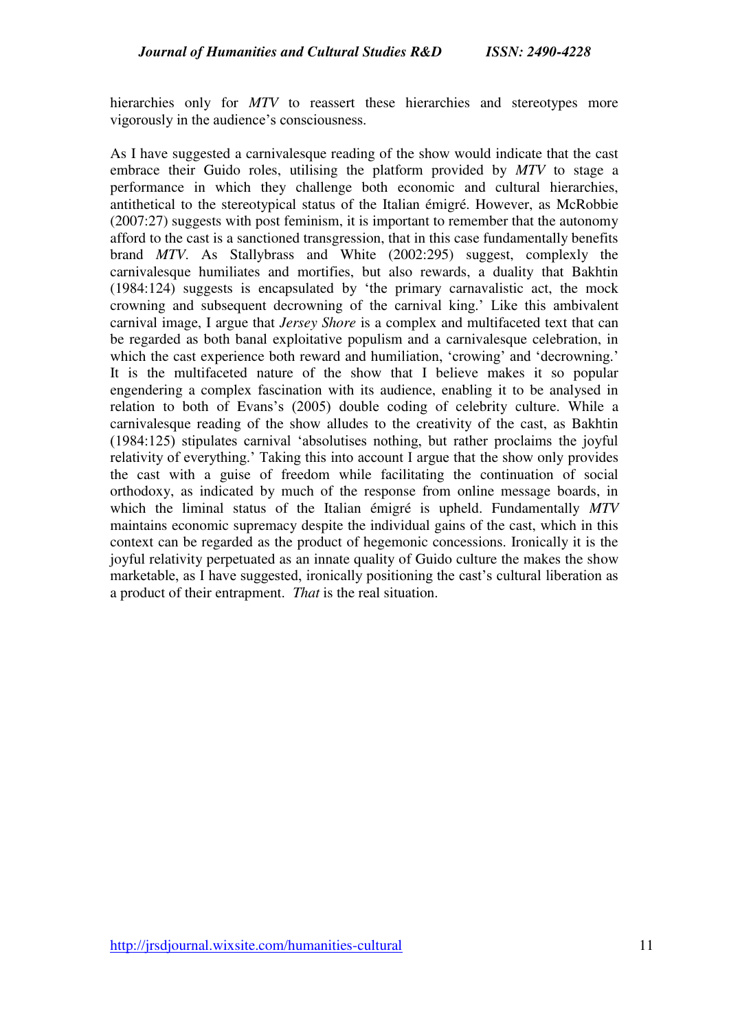hierarchies only for *MTV* to reassert these hierarchies and stereotypes more vigorously in the audience's consciousness.

As I have suggested a carnivalesque reading of the show would indicate that the cast embrace their Guido roles, utilising the platform provided by *MTV* to stage a performance in which they challenge both economic and cultural hierarchies, antithetical to the stereotypical status of the Italian émigré. However, as McRobbie (2007:27) suggests with post feminism, it is important to remember that the autonomy afford to the cast is a sanctioned transgression, that in this case fundamentally benefits brand *MTV*. As Stallybrass and White (2002:295) suggest, complexly the carnivalesque humiliates and mortifies, but also rewards, a duality that Bakhtin (1984:124) suggests is encapsulated by 'the primary carnavalistic act, the mock crowning and subsequent decrowning of the carnival king.' Like this ambivalent carnival image, I argue that *Jersey Shore* is a complex and multifaceted text that can be regarded as both banal exploitative populism and a carnivalesque celebration, in which the cast experience both reward and humiliation, 'crowing' and 'decrowning.' It is the multifaceted nature of the show that I believe makes it so popular engendering a complex fascination with its audience, enabling it to be analysed in relation to both of Evans's (2005) double coding of celebrity culture. While a carnivalesque reading of the show alludes to the creativity of the cast, as Bakhtin (1984:125) stipulates carnival 'absolutises nothing, but rather proclaims the joyful relativity of everything.' Taking this into account I argue that the show only provides the cast with a guise of freedom while facilitating the continuation of social orthodoxy, as indicated by much of the response from online message boards, in which the liminal status of the Italian émigré is upheld. Fundamentally *MTV* maintains economic supremacy despite the individual gains of the cast, which in this context can be regarded as the product of hegemonic concessions. Ironically it is the joyful relativity perpetuated as an innate quality of Guido culture the makes the show marketable, as I have suggested, ironically positioning the cast's cultural liberation as a product of their entrapment. *That* is the real situation.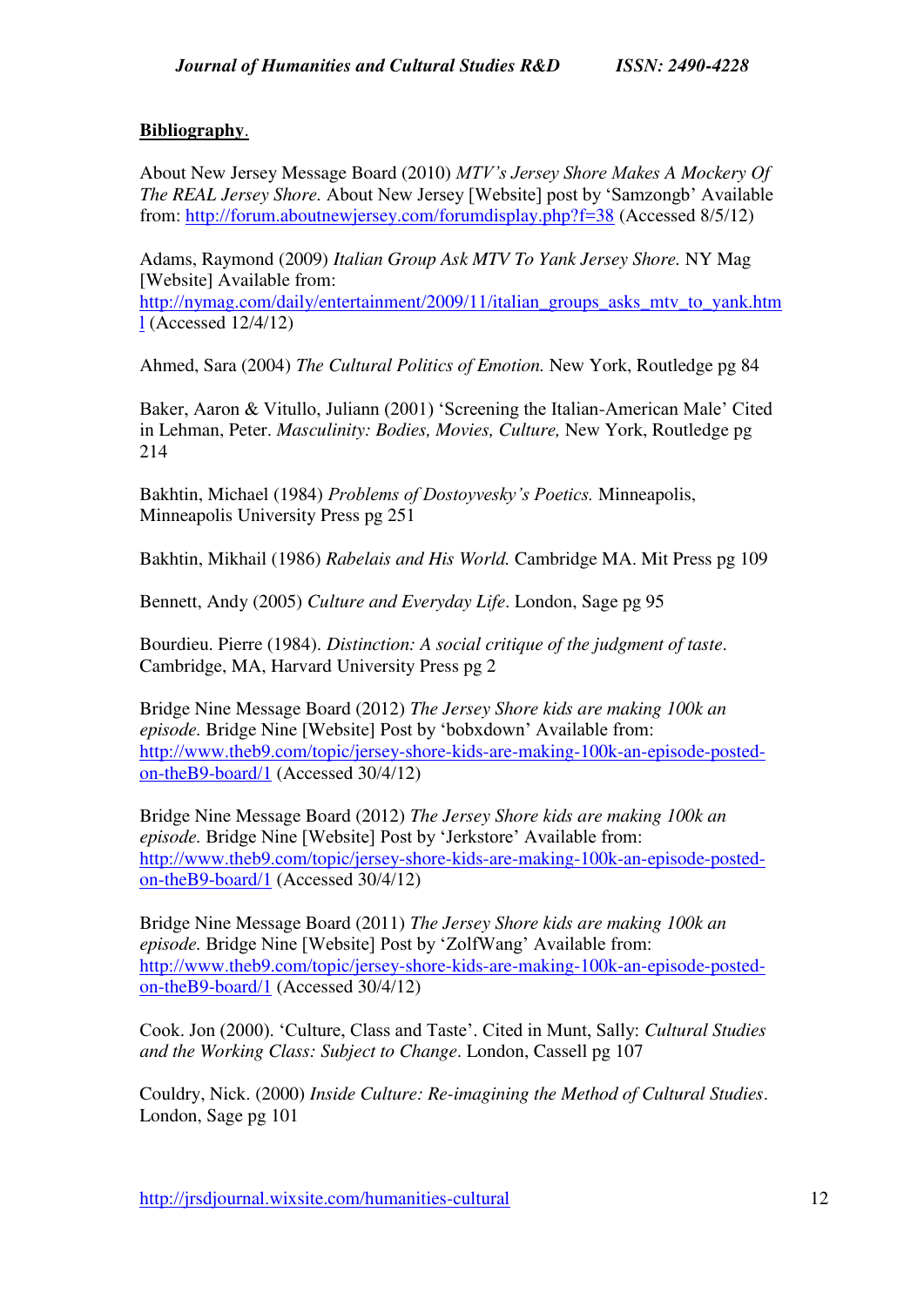**Bibliography.**

About New Jersey Message Board (2010) *MTV's Jersey Shore Makes A Mockery Of The REAL Jersey Shore.* About New Jersey [Website] post by 'Samzongb' Available from: http://forum.aboutnewjersey.com/forumdisplay.php?f=38 (Accessed 8/5/12)

Adams, Raymond (2009) *Italian Group Ask MTV To Yank Jersey Shore.* NY Mag [Website] Available from: http://nymag.com/daily/entertainment/2009/11/italian_groups_asks_mtv_to_yank.html (Accessed 12/4/12)

Ahmed, Sara (2004) *The Cultural Politics of Emotion.* New York, Routledge pg 84

Baker, Aaron & Vitullo, Juliann (2001) 'Screening the Italian-American Male' Cited in Lehman, Peter. *Masculinity: Bodies, Movies, Culture,* New York, Routledge pg 214

Bakhtin, Michael (1984) *Problems of Dostoyvesky's Poetics.* Minneapolis, Minneapolis University Press pg 251

Bakhtin, Mikhail (1986) *Rabelais and His World.* Cambridge MA. Mit Press pg 109

Bennett, Andy (2005) *Culture and Everyday Life*. London, Sage pg 95

Bourdieu. Pierre (1984). *Distinction: A social critique of the judgment of taste*. Cambridge, MA, Harvard University Press pg 2

Bridge Nine Message Board (2012) *The Jersey Shore kids are making 100k an episode.* Bridge Nine [Website] Post by 'bobxdown' Available from: http://www.theb9.com/topic/jersey-shore-kids-are-making-100k-an-episode-posted-on-theB9-board/1 (Accessed 30/4/12)

Bridge Nine Message Board (2012) *The Jersey Shore kids are making 100k an episode.* Bridge Nine [Website] Post by 'Jerkstore' Available from: http://www.theb9.com/topic/jersey-shore-kids-are-making-100k-an-episode-posted-on-theB9-board/1 (Accessed 30/4/12)

Bridge Nine Message Board (2011) *The Jersey Shore kids are making 100k an episode.* Bridge Nine [Website] Post by 'ZolfWang' Available from: http://www.theb9.com/topic/jersey-shore-kids-are-making-100k-an-episode-posted-on-theB9-board/1 (Accessed 30/4/12)

Cook. Jon (2000). 'Culture, Class and Taste'. Cited in Munt, Sally: *Cultural Studies and the Working Class: Subject to Change*. London, Cassell pg 107

Couldry, Nick. (2000) *Inside Culture: Re-imagining the Method of Cultural Studies*. London, Sage pg 101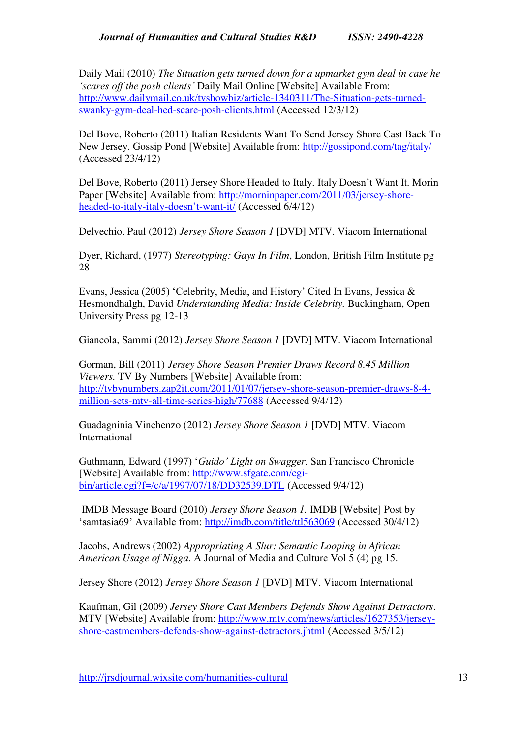Daily Mail (2010) *The Situation gets turned down for a upmarket gym deal in case he 'scares off the posh clients'* Daily Mail Online [Website] Available From: http://www.dailymail.co.uk/tvshowbiz/article-1340311/The-Situation-gets-turned-swanky-gym-deal-hed-scare-posh-clients.html (Accessed 12/3/12)

Del Bove, Roberto (2011) Italian Residents Want To Send Jersey Shore Cast Back To New Jersey. Gossip Pond [Website] Available from: http://gossipond.com/tag/italy/ (Accessed 23/4/12)

Del Bove, Roberto (2011) Jersey Shore Headed to Italy. Italy Doesn't Want It. Morin Paper [Website] Available from: http://morninpaper.com/2011/03/jersey-shore-headed-to-italy-italy-doesn't-want-it/ (Accessed 6/4/12)

Delvechio, Paul (2012) *Jersey Shore Season 1* [DVD] MTV. Viacom International

Dyer, Richard, (1977) *Stereotyping: Gays In Film*, London, British Film Institute pg 28

Evans, Jessica (2005) 'Celebrity, Media, and History' Cited In Evans, Jessica & Hesmondhalgh, David *Understanding Media: Inside Celebrity.* Buckingham, Open University Press pg 12-13

Giancola, Sammi (2012) *Jersey Shore Season 1* [DVD] MTV. Viacom International

Gorman, Bill (2011) *Jersey Shore Season Premier Draws Record 8.45 Million Viewers.* TV By Numbers [Website] Available from: http://tvbynumbers.zap2it.com/2011/01/07/jersey-shore-season-premier-draws-8-4-million-sets-mtv-all-time-series-high/77688 (Accessed 9/4/12)

Guadagninia Vinchenzo (2012) *Jersey Shore Season 1* [DVD] MTV. Viacom International

Guthmann, Edward (1997) '*Guido' Light on Swagger.* San Francisco Chronicle [Website] Available from: http://www.sfgate.com/cgi-bin/article.cgi?f=/c/a/1997/07/18/DD32539.DTL (Accessed 9/4/12)

IMDB Message Board (2010) *Jersey Shore Season 1.* IMDB [Website] Post by 'samtasia69' Available from: http://imdb.com/title/ttl563069 (Accessed 30/4/12)

Jacobs, Andrews (2002) *Appropriating A Slur: Semantic Looping in African American Usage of Nigga.* A Journal of Media and Culture Vol 5 (4) pg 15.

Jersey Shore (2012) *Jersey Shore Season 1* [DVD] MTV. Viacom International

Kaufman, Gil (2009) *Jersey Shore Cast Members Defends Show Against Detractors*. MTV [Website] Available from: http://www.mtv.com/news/articles/1627353/jersey-shore-castmembers-defends-show-against-detractors.jhtml (Accessed 3/5/12)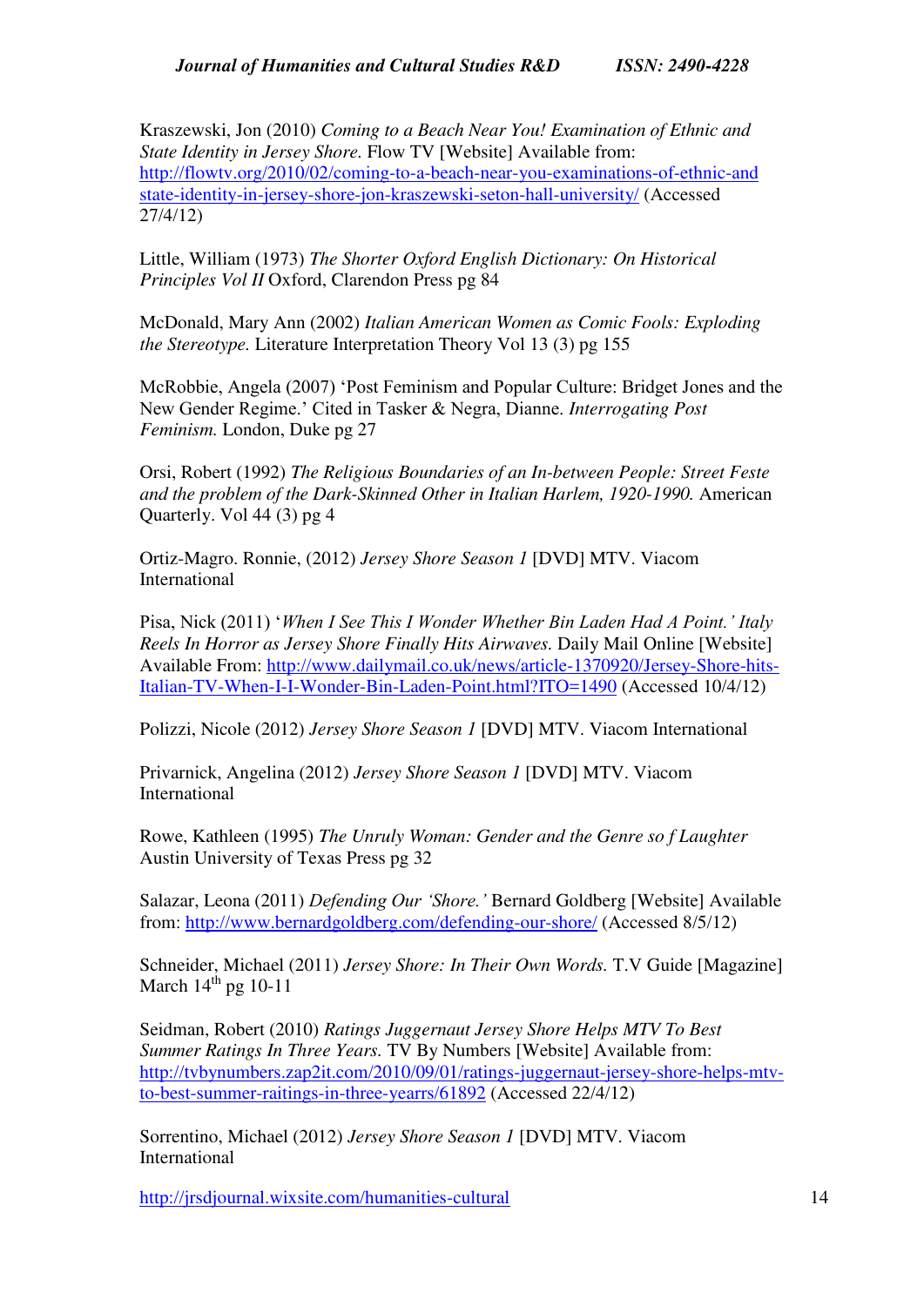Kraszewski, Jon (2010) *Coming to a Beach Near You! Examination of Ethnic and State Identity in Jersey Shore.* Flow TV [Website] Available from: http://flowtv.org/2010/02/coming-to-a-beach-near-you-examinations-of-ethnic-and state-identity-in-jersey-shore-jon-kraszewski-seton-hall-university/ (Accessed 27/4/12)

Little, William (1973) *The Shorter Oxford English Dictionary: On Historical Principles Vol II* Oxford, Clarendon Press pg 84

McDonald, Mary Ann (2002) *Italian American Women as Comic Fools: Exploding the Stereotype.* Literature Interpretation Theory Vol 13 (3) pg 155

McRobbie, Angela (2007) 'Post Feminism and Popular Culture: Bridget Jones and the New Gender Regime.' Cited in Tasker & Negra, Dianne. *Interrogating Post Feminism.* London, Duke pg 27

Orsi, Robert (1992) *The Religious Boundaries of an In-between People: Street Feste and the problem of the Dark-Skinned Other in Italian Harlem, 1920-1990.* American Quarterly. Vol 44 (3) pg 4

Ortiz-Magro. Ronnie, (2012) *Jersey Shore Season 1* [DVD] MTV. Viacom International

Pisa, Nick (2011) '*When I See This I Wonder Whether Bin Laden Had A Point.' Italy Reels In Horror as Jersey Shore Finally Hits Airwaves.* Daily Mail Online [Website] Available From: http://www.dailymail.co.uk/news/article-1370920/Jersey-Shore-hits-Italian-TV-When-I-I-Wonder-Bin-Laden-Point.html?ITO=1490 (Accessed 10/4/12)

Polizzi, Nicole (2012) *Jersey Shore Season 1* [DVD] MTV. Viacom International

Privarnick, Angelina (2012) *Jersey Shore Season 1* [DVD] MTV. Viacom International

Rowe, Kathleen (1995) *The Unruly Woman: Gender and the Genre so f Laughter* Austin University of Texas Press pg 32

Salazar, Leona (2011) *Defending Our 'Shore.'* Bernard Goldberg [Website] Available from: http://www.bernardgoldberg.com/defending-our-shore/ (Accessed 8/5/12)

Schneider, Michael (2011) *Jersey Shore: In Their Own Words.* T.V Guide [Magazine] March 14th pg 10-11

Seidman, Robert (2010) *Ratings Juggernaut Jersey Shore Helps MTV To Best Summer Ratings In Three Years.* TV By Numbers [Website] Available from: http://tvbynumbers.zap2it.com/2010/09/01/ratings-juggernaut-jersey-shore-helps-mtv-to-best-summer-raitings-in-three-yearrs/61892 (Accessed 22/4/12)

Sorrentino, Michael (2012) *Jersey Shore Season 1* [DVD] MTV. Viacom International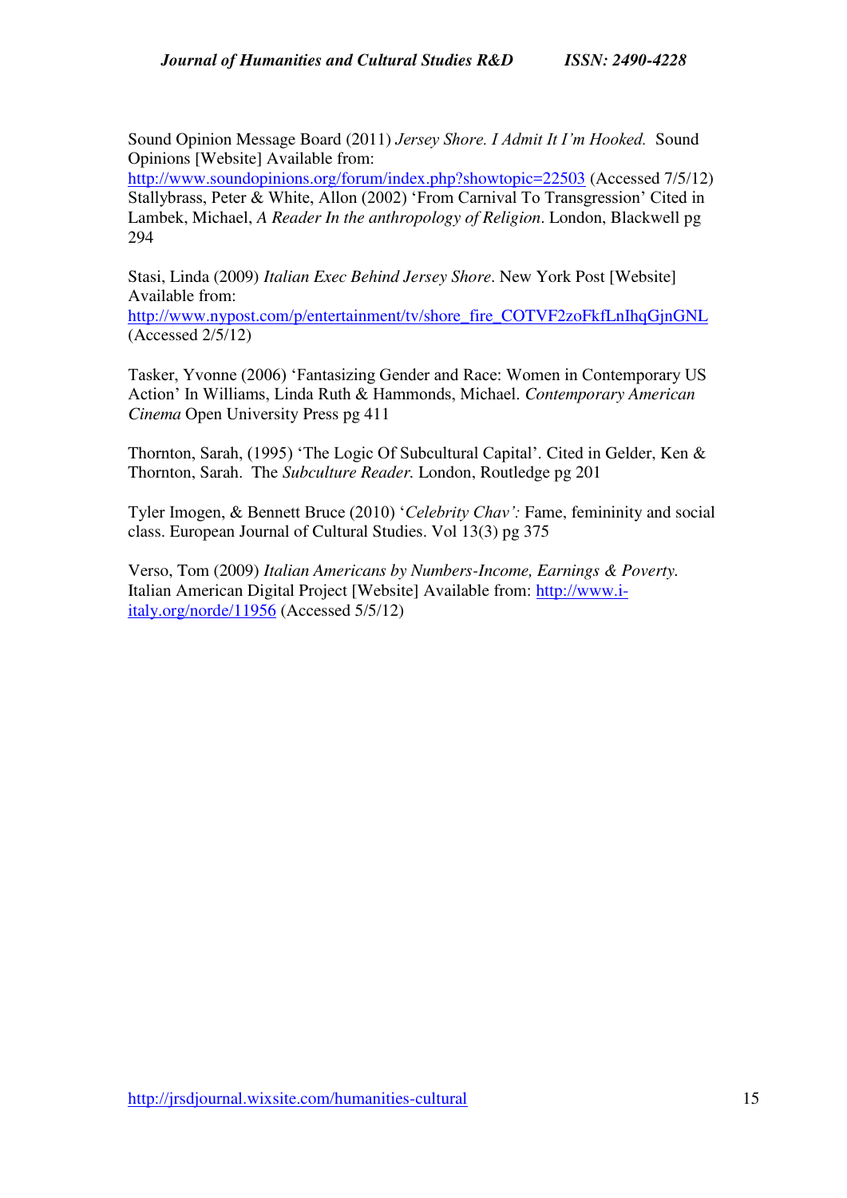Sound Opinion Message Board (2011) *Jersey Shore. I Admit It I'm Hooked.* Sound Opinions [Website] Available from: http://www.soundopinions.org/forum/index.php?showtopic=22503 (Accessed 7/5/12)
Stallybrass, Peter & White, Allon (2002) 'From Carnival To Transgression' Cited in Lambek, Michael, *A Reader In the anthropology of Religion*. London, Blackwell pg 294

Stasi, Linda (2009) *Italian Exec Behind Jersey Shore*. New York Post [Website] Available from: http://www.nypost.com/p/entertainment/tv/shore_fire_COTVF2zoFkfLnIhqGjnGNL (Accessed 2/5/12)

Tasker, Yvonne (2006) 'Fantasizing Gender and Race: Women in Contemporary US Action' In Williams, Linda Ruth & Hammonds, Michael. *Contemporary American Cinema* Open University Press pg 411

Thornton, Sarah, (1995) 'The Logic Of Subcultural Capital'. Cited in Gelder, Ken & Thornton, Sarah. The *Subculture Reader.* London, Routledge pg 201

Tyler Imogen, & Bennett Bruce (2010) '*Celebrity Chav':* Fame, femininity and social class. European Journal of Cultural Studies. Vol 13(3) pg 375

Verso, Tom (2009) *Italian Americans by Numbers-Income, Earnings & Poverty.* Italian American Digital Project [Website] Available from: http://www.i-italy.org/norde/11956 (Accessed 5/5/12)